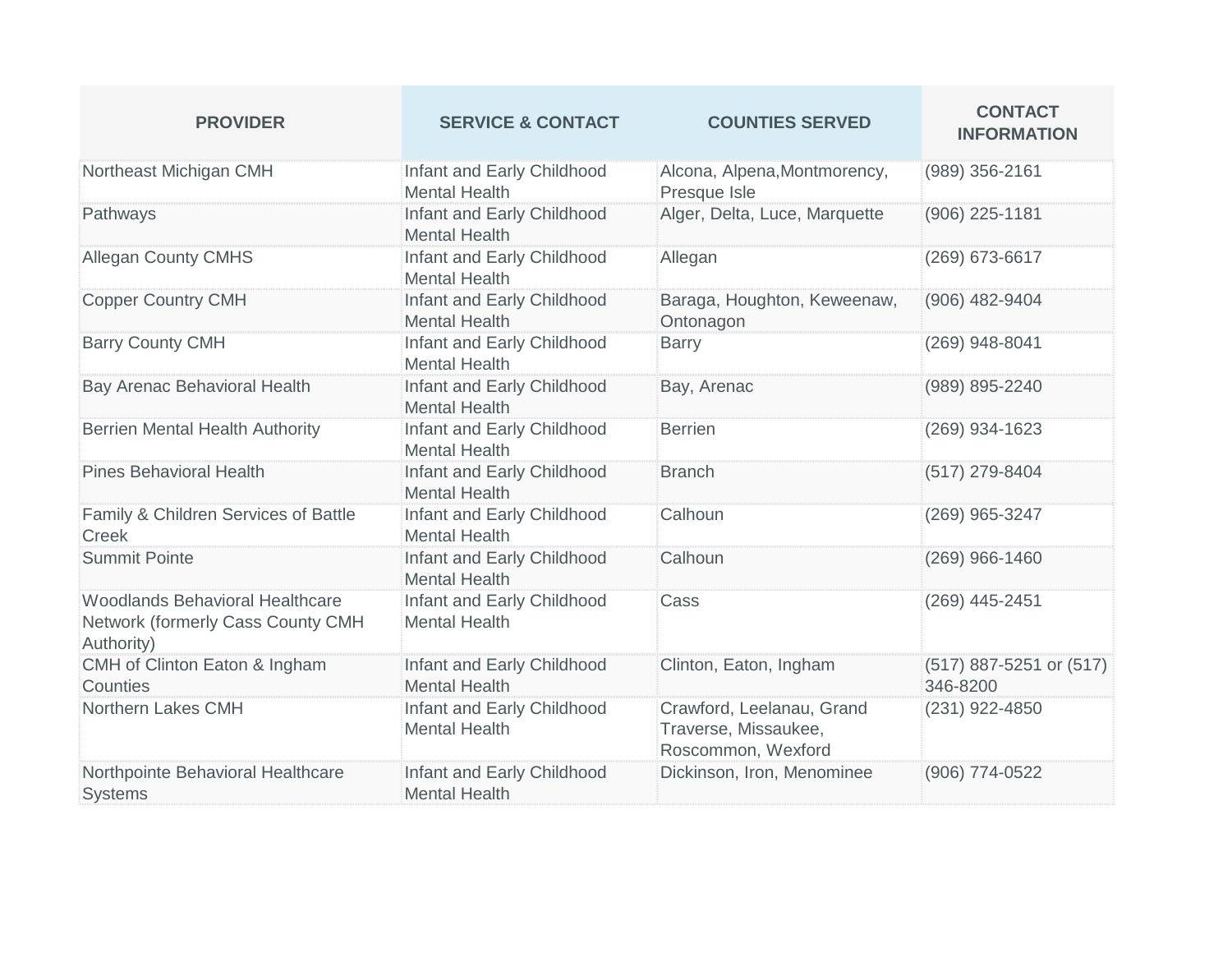| PROVIDER | SERVICE & CONTACT | COUNTIES SERVED | CONTACT INFORMATION |
|---|---|---|---|
| Northeast Michigan CMH | Infant and Early Childhood Mental Health | Alcona, Alpena,Montmorency, Presque Isle | (989) 356-2161 |
| Pathways | Infant and Early Childhood Mental Health | Alger, Delta, Luce, Marquette | (906) 225-1181 |
| Allegan County CMHS | Infant and Early Childhood Mental Health | Allegan | (269) 673-6617 |
| Copper Country CMH | Infant and Early Childhood Mental Health | Baraga, Houghton, Keweenaw, Ontonagon | (906) 482-9404 |
| Barry County CMH | Infant and Early Childhood Mental Health | Barry | (269) 948-8041 |
| Bay Arenac Behavioral Health | Infant and Early Childhood Mental Health | Bay, Arenac | (989) 895-2240 |
| Berrien Mental Health Authority | Infant and Early Childhood Mental Health | Berrien | (269) 934-1623 |
| Pines Behavioral Health | Infant and Early Childhood Mental Health | Branch | (517) 279-8404 |
| Family & Children Services of Battle Creek | Infant and Early Childhood Mental Health | Calhoun | (269) 965-3247 |
| Summit Pointe | Infant and Early Childhood Mental Health | Calhoun | (269) 966-1460 |
| Woodlands Behavioral Healthcare Network (formerly Cass County CMH Authority) | Infant and Early Childhood Mental Health | Cass | (269) 445-2451 |
| CMH of Clinton Eaton & Ingham Counties | Infant and Early Childhood Mental Health | Clinton, Eaton, Ingham | (517) 887-5251 or (517) 346-8200 |
| Northern Lakes CMH | Infant and Early Childhood Mental Health | Crawford, Leelanau, Grand Traverse, Missaukee, Roscommon, Wexford | (231) 922-4850 |
| Northpointe Behavioral Healthcare Systems | Infant and Early Childhood Mental Health | Dickinson, Iron, Menominee | (906) 774-0522 |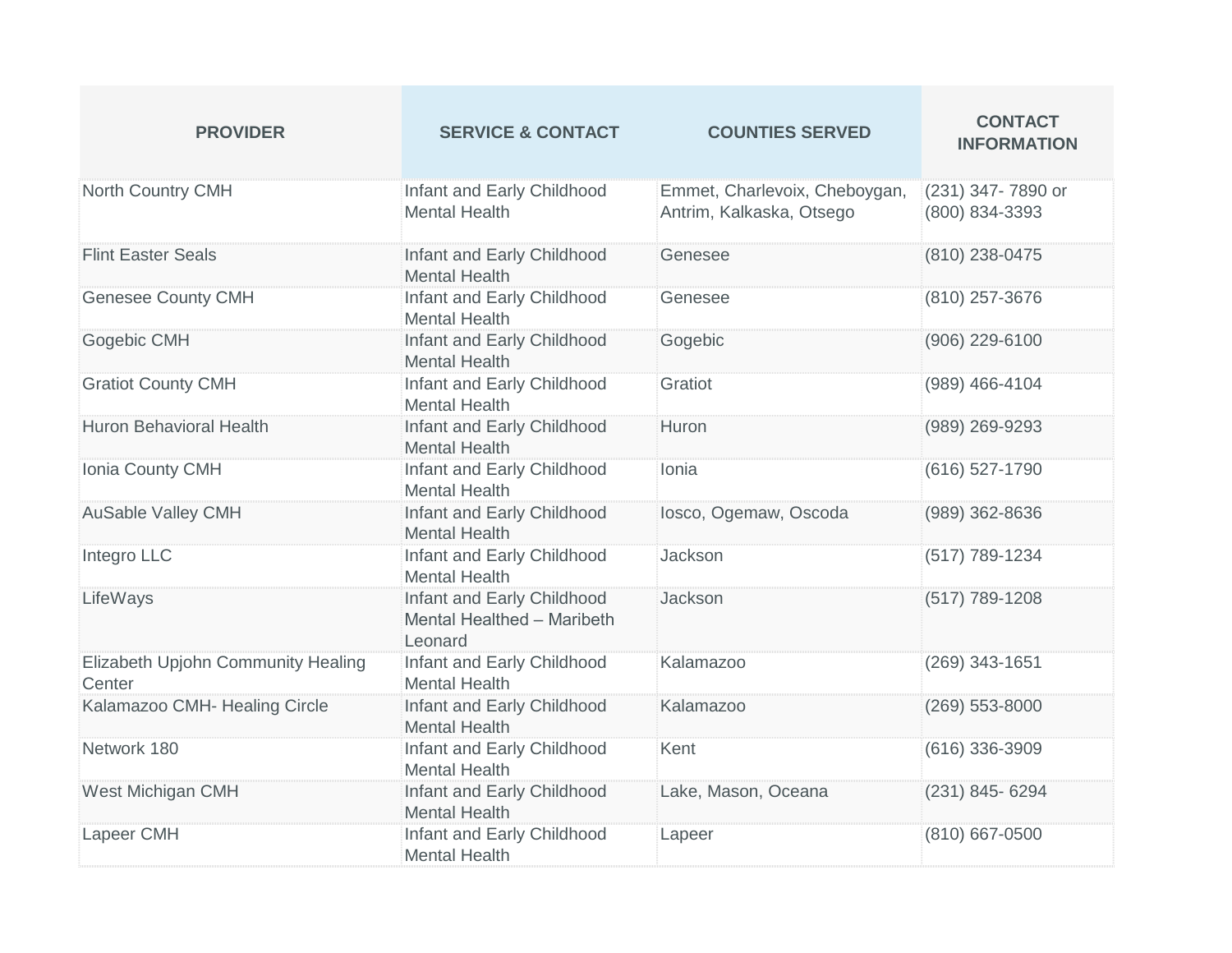| PROVIDER | SERVICE & CONTACT | COUNTIES SERVED | CONTACT INFORMATION |
|---|---|---|---|
| North Country CMH | Infant and Early Childhood Mental Health | Emmet, Charlevoix, Cheboygan, Antrim, Kalkaska, Otsego | (231) 347- 7890 or (800) 834-3393 |
| Flint Easter Seals | Infant and Early Childhood Mental Health | Genesee | (810) 238-0475 |
| Genesee County CMH | Infant and Early Childhood Mental Health | Genesee | (810) 257-3676 |
| Gogebic CMH | Infant and Early Childhood Mental Health | Gogebic | (906) 229-6100 |
| Gratiot County CMH | Infant and Early Childhood Mental Health | Gratiot | (989) 466-4104 |
| Huron Behavioral Health | Infant and Early Childhood Mental Health | Huron | (989) 269-9293 |
| Ionia County CMH | Infant and Early Childhood Mental Health | Ionia | (616) 527-1790 |
| AuSable Valley CMH | Infant and Early Childhood Mental Health | Iosco, Ogemaw, Oscoda | (989) 362-8636 |
| Integro LLC | Infant and Early Childhood Mental Health | Jackson | (517) 789-1234 |
| LifeWays | Infant and Early Childhood Mental Healthed – Maribeth Leonard | Jackson | (517) 789-1208 |
| Elizabeth Upjohn Community Healing Center | Infant and Early Childhood Mental Health | Kalamazoo | (269) 343-1651 |
| Kalamazoo CMH- Healing Circle | Infant and Early Childhood Mental Health | Kalamazoo | (269) 553-8000 |
| Network 180 | Infant and Early Childhood Mental Health | Kent | (616) 336-3909 |
| West Michigan CMH | Infant and Early Childhood Mental Health | Lake, Mason, Oceana | (231) 845- 6294 |
| Lapeer CMH | Infant and Early Childhood Mental Health | Lapeer | (810) 667-0500 |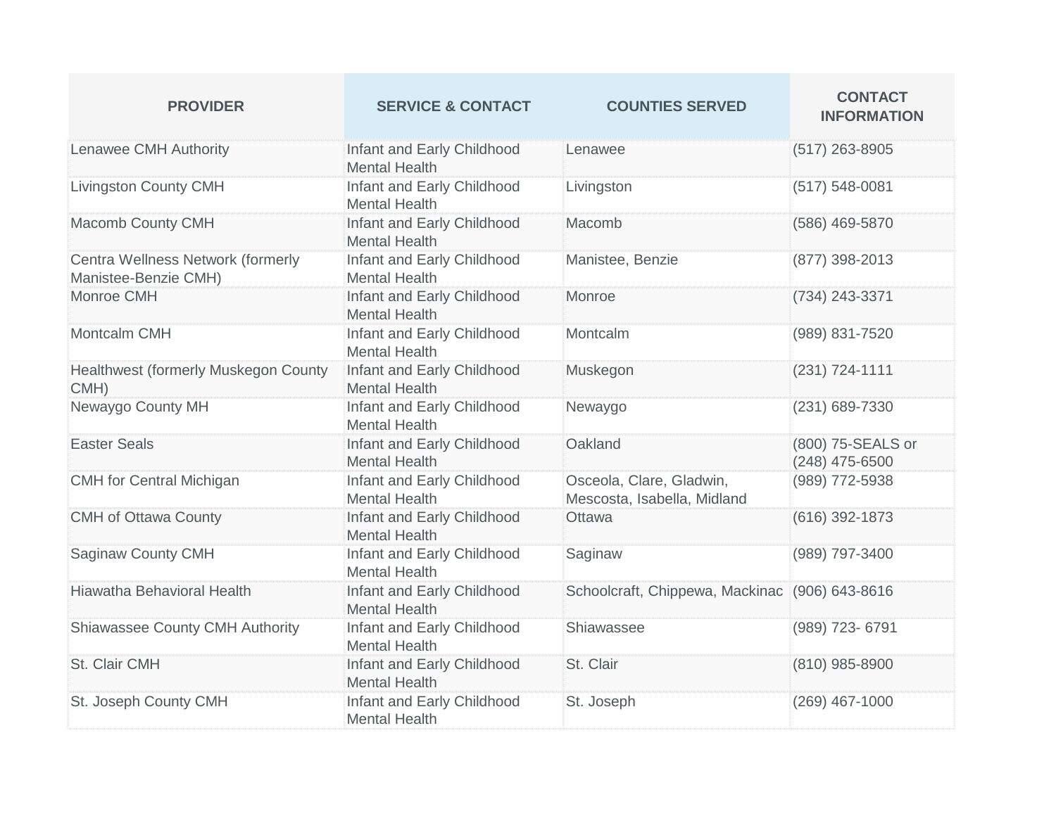| PROVIDER | SERVICE & CONTACT | COUNTIES SERVED | CONTACT INFORMATION |
|---|---|---|---|
| Lenawee CMH Authority | Infant and Early Childhood Mental Health | Lenawee | (517) 263-8905 |
| Livingston County CMH | Infant and Early Childhood Mental Health | Livingston | (517) 548-0081 |
| Macomb County CMH | Infant and Early Childhood Mental Health | Macomb | (586) 469-5870 |
| Centra Wellness Network (formerly Manistee-Benzie CMH) | Infant and Early Childhood Mental Health | Manistee, Benzie | (877) 398-2013 |
| Monroe CMH | Infant and Early Childhood Mental Health | Monroe | (734) 243-3371 |
| Montcalm CMH | Infant and Early Childhood Mental Health | Montcalm | (989) 831-7520 |
| Healthwest (formerly Muskegon County CMH) | Infant and Early Childhood Mental Health | Muskegon | (231) 724-1111 |
| Newaygo County MH | Infant and Early Childhood Mental Health | Newaygo | (231) 689-7330 |
| Easter Seals | Infant and Early Childhood Mental Health | Oakland | (800) 75-SEALS or (248) 475-6500 |
| CMH for Central Michigan | Infant and Early Childhood Mental Health | Osceola, Clare, Gladwin, Mescosta, Isabella, Midland | (989) 772-5938 |
| CMH of Ottawa County | Infant and Early Childhood Mental Health | Ottawa | (616) 392-1873 |
| Saginaw County CMH | Infant and Early Childhood Mental Health | Saginaw | (989) 797-3400 |
| Hiawatha Behavioral Health | Infant and Early Childhood Mental Health | Schoolcraft, Chippewa, Mackinac | (906) 643-8616 |
| Shiawassee County CMH Authority | Infant and Early Childhood Mental Health | Shiawassee | (989) 723- 6791 |
| St. Clair CMH | Infant and Early Childhood Mental Health | St. Clair | (810) 985-8900 |
| St. Joseph County CMH | Infant and Early Childhood Mental Health | St. Joseph | (269) 467-1000 |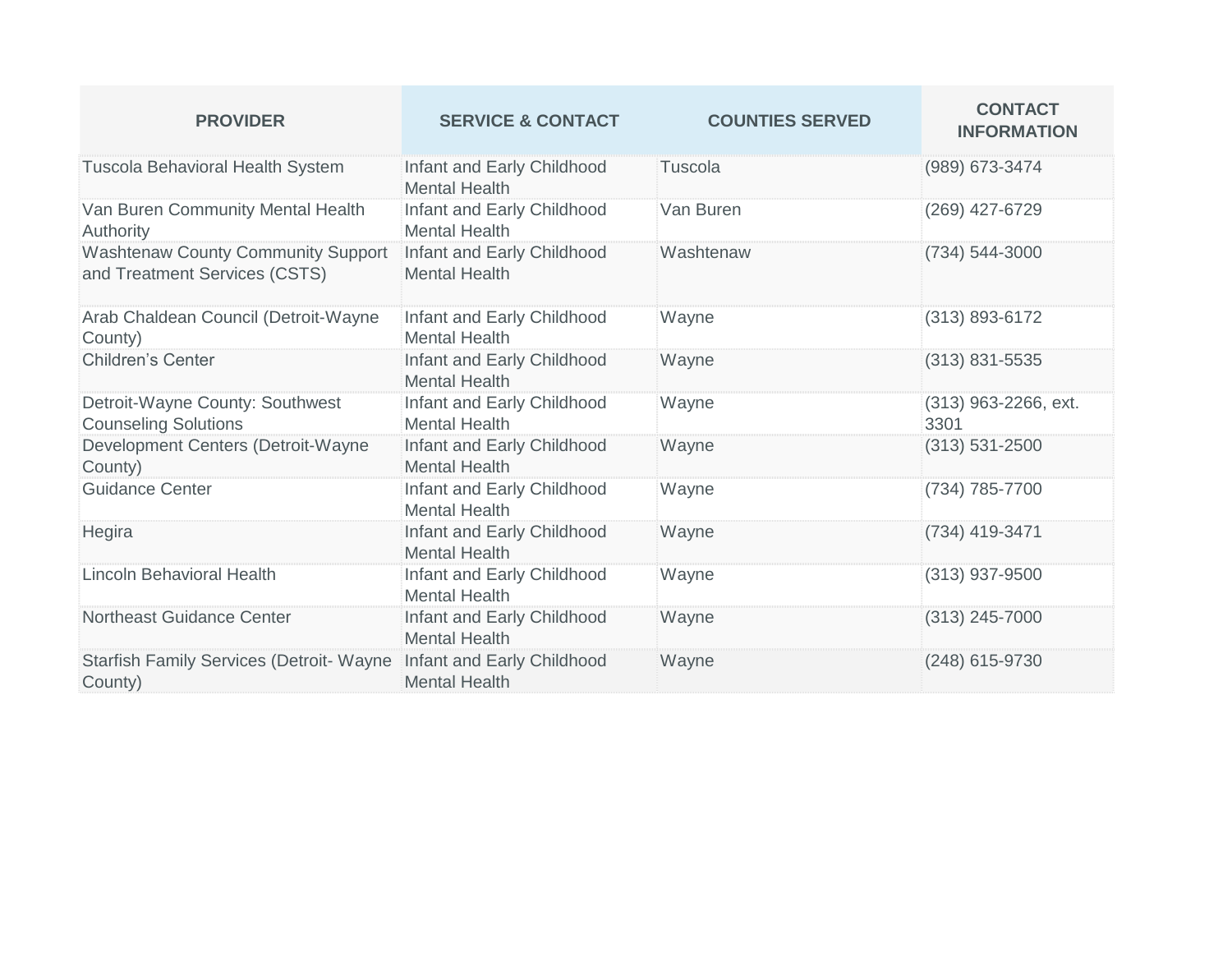| PROVIDER | SERVICE & CONTACT | COUNTIES SERVED | CONTACT INFORMATION |
|---|---|---|---|
| Tuscola Behavioral Health System | Infant and Early Childhood Mental Health | Tuscola | (989) 673-3474 |
| Van Buren Community Mental Health Authority | Infant and Early Childhood Mental Health | Van Buren | (269) 427-6729 |
| Washtenaw County Community Support and Treatment Services (CSTS) | Infant and Early Childhood Mental Health | Washtenaw | (734) 544-3000 |
| Arab Chaldean Council (Detroit-Wayne County) | Infant and Early Childhood Mental Health | Wayne | (313) 893-6172 |
| Children's Center | Infant and Early Childhood Mental Health | Wayne | (313) 831-5535 |
| Detroit-Wayne County: Southwest Counseling Solutions | Infant and Early Childhood Mental Health | Wayne | (313) 963-2266, ext. 3301 |
| Development Centers (Detroit-Wayne County) | Infant and Early Childhood Mental Health | Wayne | (313) 531-2500 |
| Guidance Center | Infant and Early Childhood Mental Health | Wayne | (734) 785-7700 |
| Hegira | Infant and Early Childhood Mental Health | Wayne | (734) 419-3471 |
| Lincoln Behavioral Health | Infant and Early Childhood Mental Health | Wayne | (313) 937-9500 |
| Northeast Guidance Center | Infant and Early Childhood Mental Health | Wayne | (313) 245-7000 |
| Starfish Family Services (Detroit- Wayne County) | Infant and Early Childhood Mental Health | Wayne | (248) 615-9730 |